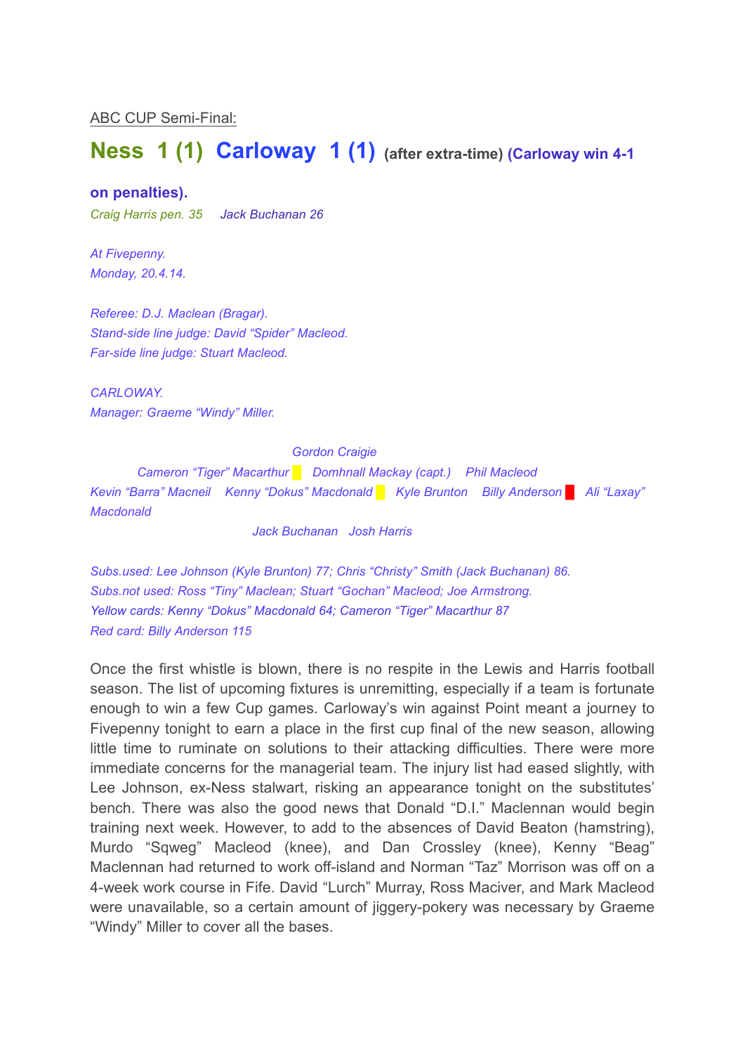ABC CUP Semi-Final:

## Ness 1 (1) Carloway 1 (1) (after extra-time) (Carloway win 4-1 on penalties).

*Craig Harris pen. 35 Jack Buchanan 26*

*At Fivepenny.*
*Monday, 20.4.14.*

*Referee: D.J. Maclean (Bragar).*
*Stand-side line judge: David "Spider" Macleod.*
*Far-side line judge: Stuart Macleod.*

*CARLOWAY.*
*Manager: Graeme "Windy" Miller.*

*Gordon Craigie*

*Cameron "Tiger" Macarthur (yellow card) Domhnall Mackay (capt.) Phil Macleod*

*Kevin "Barra" Macneil Kenny "Dokus" Macdonald (yellow card) Kyle Brunton Billy Anderson (red card) Ali "Laxay" Macdonald*

*Jack Buchanan Josh Harris*

*Subs.used: Lee Johnson (Kyle Brunton) 77; Chris "Christy" Smith (Jack Buchanan) 86.*
*Subs.not used: Ross "Tiny" Maclean; Stuart "Gochan" Macleod; Joe Armstrong.*
*Yellow cards: Kenny "Dokus" Macdonald 64; Cameron "Tiger" Macarthur 87*
*Red card: Billy Anderson 115*

Once the first whistle is blown, there is no respite in the Lewis and Harris football season. The list of upcoming fixtures is unremitting, especially if a team is fortunate enough to win a few Cup games. Carloway's win against Point meant a journey to Fivepenny tonight to earn a place in the first cup final of the new season, allowing little time to ruminate on solutions to their attacking difficulties. There were more immediate concerns for the managerial team. The injury list had eased slightly, with Lee Johnson, ex-Ness stalwart, risking an appearance tonight on the substitutes' bench. There was also the good news that Donald "D.I." Maclennan would begin training next week. However, to add to the absences of David Beaton (hamstring), Murdo "Sqweg" Macleod (knee), and Dan Crossley (knee), Kenny "Beag" Maclennan had returned to work off-island and Norman "Taz" Morrison was off on a 4-week work course in Fife. David "Lurch" Murray, Ross Maciver, and Mark Macleod were unavailable, so a certain amount of jiggery-pokery was necessary by Graeme "Windy" Miller to cover all the bases.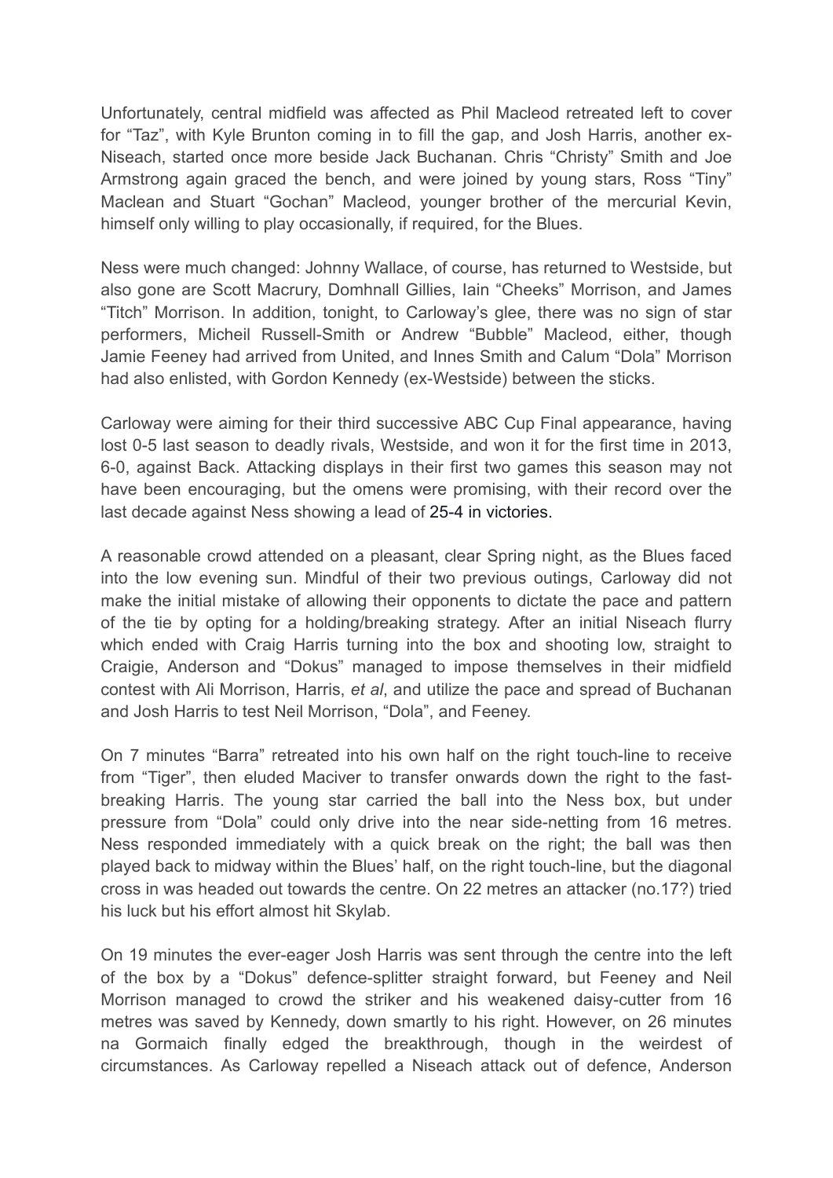Unfortunately, central midfield was affected as Phil Macleod retreated left to cover for "Taz", with Kyle Brunton coming in to fill the gap, and Josh Harris, another ex-Niseach, started once more beside Jack Buchanan. Chris "Christy" Smith and Joe Armstrong again graced the bench, and were joined by young stars, Ross "Tiny" Maclean and Stuart "Gochan" Macleod, younger brother of the mercurial Kevin, himself only willing to play occasionally, if required, for the Blues.

Ness were much changed: Johnny Wallace, of course, has returned to Westside, but also gone are Scott Macrury, Domhnall Gillies, Iain "Cheeks" Morrison, and James "Titch" Morrison. In addition, tonight, to Carloway's glee, there was no sign of star performers, Micheil Russell-Smith or Andrew "Bubble" Macleod, either, though Jamie Feeney had arrived from United, and Innes Smith and Calum "Dola" Morrison had also enlisted, with Gordon Kennedy (ex-Westside) between the sticks.

Carloway were aiming for their third successive ABC Cup Final appearance, having lost 0-5 last season to deadly rivals, Westside, and won it for the first time in 2013, 6-0, against Back. Attacking displays in their first two games this season may not have been encouraging, but the omens were promising, with their record over the last decade against Ness showing a lead of 25-4 in victories.

A reasonable crowd attended on a pleasant, clear Spring night, as the Blues faced into the low evening sun. Mindful of their two previous outings, Carloway did not make the initial mistake of allowing their opponents to dictate the pace and pattern of the tie by opting for a holding/breaking strategy. After an initial Niseach flurry which ended with Craig Harris turning into the box and shooting low, straight to Craigie, Anderson and "Dokus" managed to impose themselves in their midfield contest with Ali Morrison, Harris, *et al*, and utilize the pace and spread of Buchanan and Josh Harris to test Neil Morrison, "Dola", and Feeney.

On 7 minutes "Barra" retreated into his own half on the right touch-line to receive from "Tiger", then eluded Maciver to transfer onwards down the right to the fast-breaking Harris. The young star carried the ball into the Ness box, but under pressure from "Dola" could only drive into the near side-netting from 16 metres. Ness responded immediately with a quick break on the right; the ball was then played back to midway within the Blues' half, on the right touch-line, but the diagonal cross in was headed out towards the centre. On 22 metres an attacker (no.17?) tried his luck but his effort almost hit Skylab.

On 19 minutes the ever-eager Josh Harris was sent through the centre into the left of the box by a "Dokus" defence-splitter straight forward, but Feeney and Neil Morrison managed to crowd the striker and his weakened daisy-cutter from 16 metres was saved by Kennedy, down smartly to his right. However, on 26 minutes na Gormaich finally edged the breakthrough, though in the weirdest of circumstances. As Carloway repelled a Niseach attack out of defence, Anderson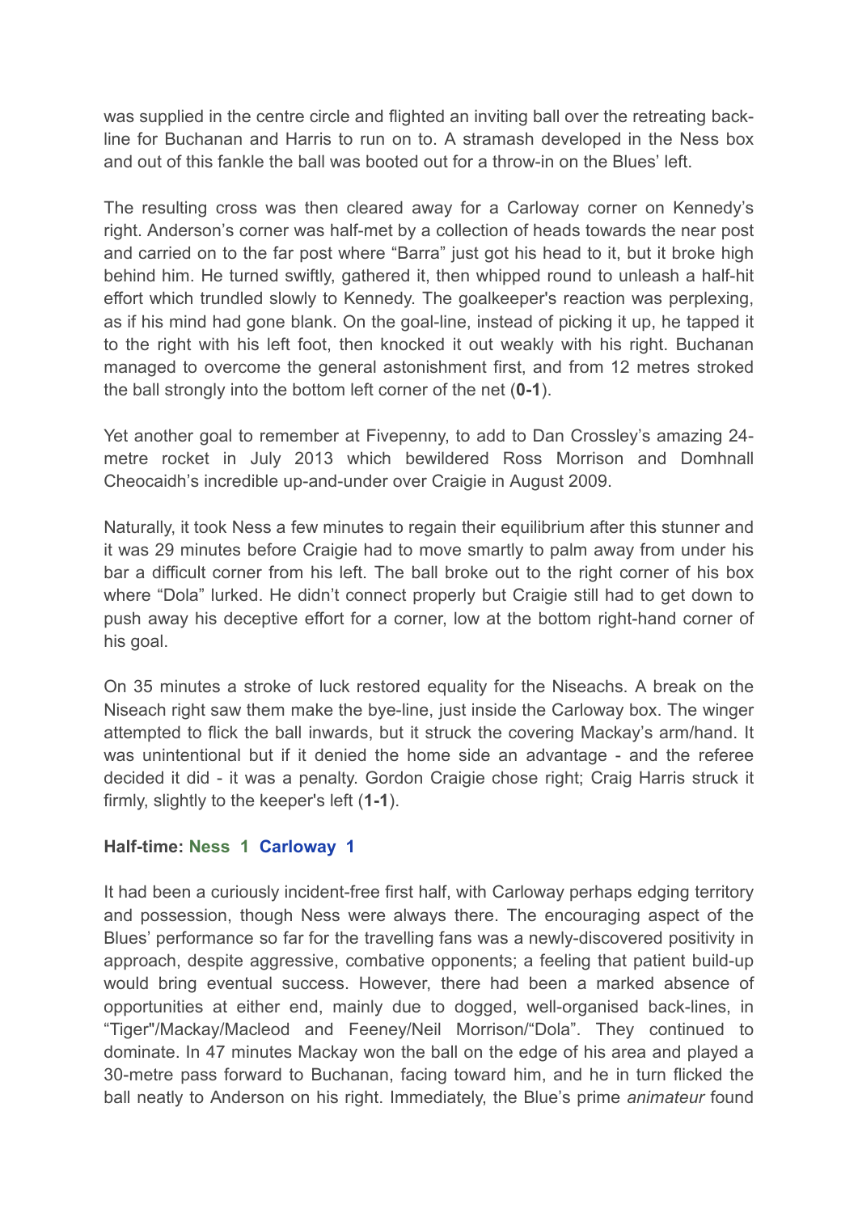was supplied in the centre circle and flighted an inviting ball over the retreating back-line for Buchanan and Harris to run on to. A stramash developed in the Ness box and out of this fankle the ball was booted out for a throw-in on the Blues' left.

The resulting cross was then cleared away for a Carloway corner on Kennedy's right. Anderson's corner was half-met by a collection of heads towards the near post and carried on to the far post where "Barra" just got his head to it, but it broke high behind him. He turned swiftly, gathered it, then whipped round to unleash a half-hit effort which trundled slowly to Kennedy. The goalkeeper's reaction was perplexing, as if his mind had gone blank. On the goal-line, instead of picking it up, he tapped it to the right with his left foot, then knocked it out weakly with his right. Buchanan managed to overcome the general astonishment first, and from 12 metres stroked the ball strongly into the bottom left corner of the net (**0-1**).

Yet another goal to remember at Fivepenny, to add to Dan Crossley's amazing 24-metre rocket in July 2013 which bewildered Ross Morrison and Domhnall Cheocaidh's incredible up-and-under over Craigie in August 2009.

Naturally, it took Ness a few minutes to regain their equilibrium after this stunner and it was 29 minutes before Craigie had to move smartly to palm away from under his bar a difficult corner from his left. The ball broke out to the right corner of his box where "Dola" lurked. He didn't connect properly but Craigie still had to get down to push away his deceptive effort for a corner, low at the bottom right-hand corner of his goal.

On 35 minutes a stroke of luck restored equality for the Niseachs. A break on the Niseach right saw them make the bye-line, just inside the Carloway box. The winger attempted to flick the ball inwards, but it struck the covering Mackay's arm/hand. It was unintentional but if it denied the home side an advantage - and the referee decided it did - it was a penalty. Gordon Craigie chose right; Craig Harris struck it firmly, slightly to the keeper's left (**1-1**).

**Half-time: Ness 1 Carloway 1**

It had been a curiously incident-free first half, with Carloway perhaps edging territory and possession, though Ness were always there. The encouraging aspect of the Blues' performance so far for the travelling fans was a newly-discovered positivity in approach, despite aggressive, combative opponents; a feeling that patient build-up would bring eventual success. However, there had been a marked absence of opportunities at either end, mainly due to dogged, well-organised back-lines, in "Tiger"/Mackay/Macleod and Feeney/Neil Morrison/"Dola". They continued to dominate. In 47 minutes Mackay won the ball on the edge of his area and played a 30-metre pass forward to Buchanan, facing toward him, and he in turn flicked the ball neatly to Anderson on his right. Immediately, the Blue's prime *animateur* found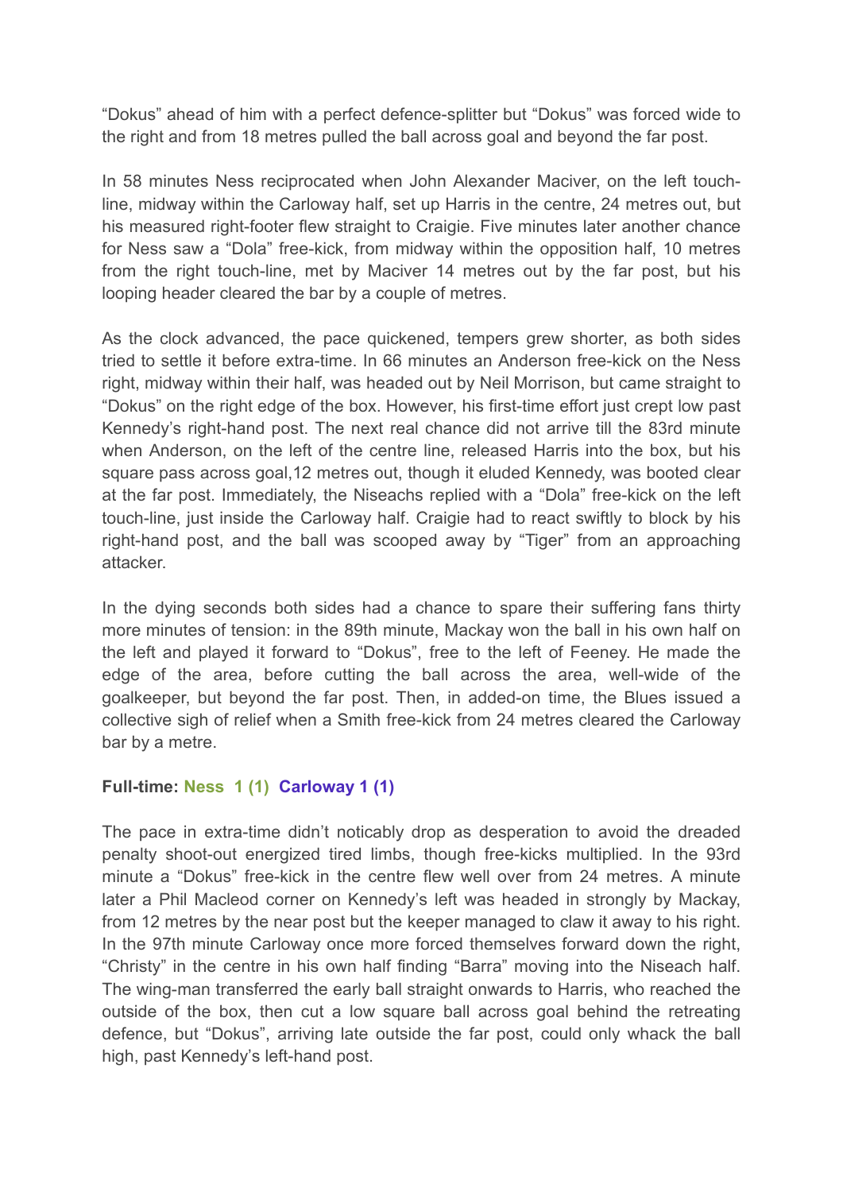"Dokus" ahead of him with a perfect defence-splitter but "Dokus" was forced wide to the right and from 18 metres pulled the ball across goal and beyond the far post.

In 58 minutes Ness reciprocated when John Alexander Maciver, on the left touch-line, midway within the Carloway half, set up Harris in the centre, 24 metres out, but his measured right-footer flew straight to Craigie. Five minutes later another chance for Ness saw a "Dola" free-kick, from midway within the opposition half, 10 metres from the right touch-line, met by Maciver 14 metres out by the far post, but his looping header cleared the bar by a couple of metres.

As the clock advanced, the pace quickened, tempers grew shorter, as both sides tried to settle it before extra-time. In 66 minutes an Anderson free-kick on the Ness right, midway within their half, was headed out by Neil Morrison, but came straight to "Dokus" on the right edge of the box. However, his first-time effort just crept low past Kennedy's right-hand post. The next real chance did not arrive till the 83rd minute when Anderson, on the left of the centre line, released Harris into the box, but his square pass across goal,12 metres out, though it eluded Kennedy, was booted clear at the far post. Immediately, the Niseachs replied with a "Dola" free-kick on the left touch-line, just inside the Carloway half. Craigie had to react swiftly to block by his right-hand post, and the ball was scooped away by "Tiger" from an approaching attacker.

In the dying seconds both sides had a chance to spare their suffering fans thirty more minutes of tension: in the 89th minute, Mackay won the ball in his own half on the left and played it forward to "Dokus", free to the left of Feeney. He made the edge of the area, before cutting the ball across the area, well-wide of the goalkeeper, but beyond the far post. Then, in added-on time, the Blues issued a collective sigh of relief when a Smith free-kick from 24 metres cleared the Carloway bar by a metre.

**Full-time: Ness 1 (1) Carloway 1 (1)**

The pace in extra-time didn't noticably drop as desperation to avoid the dreaded penalty shoot-out energized tired limbs, though free-kicks multiplied. In the 93rd minute a "Dokus" free-kick in the centre flew well over from 24 metres. A minute later a Phil Macleod corner on Kennedy's left was headed in strongly by Mackay, from 12 metres by the near post but the keeper managed to claw it away to his right. In the 97th minute Carloway once more forced themselves forward down the right, "Christy" in the centre in his own half finding "Barra" moving into the Niseach half. The wing-man transferred the early ball straight onwards to Harris, who reached the outside of the box, then cut a low square ball across goal behind the retreating defence, but "Dokus", arriving late outside the far post, could only whack the ball high, past Kennedy's left-hand post.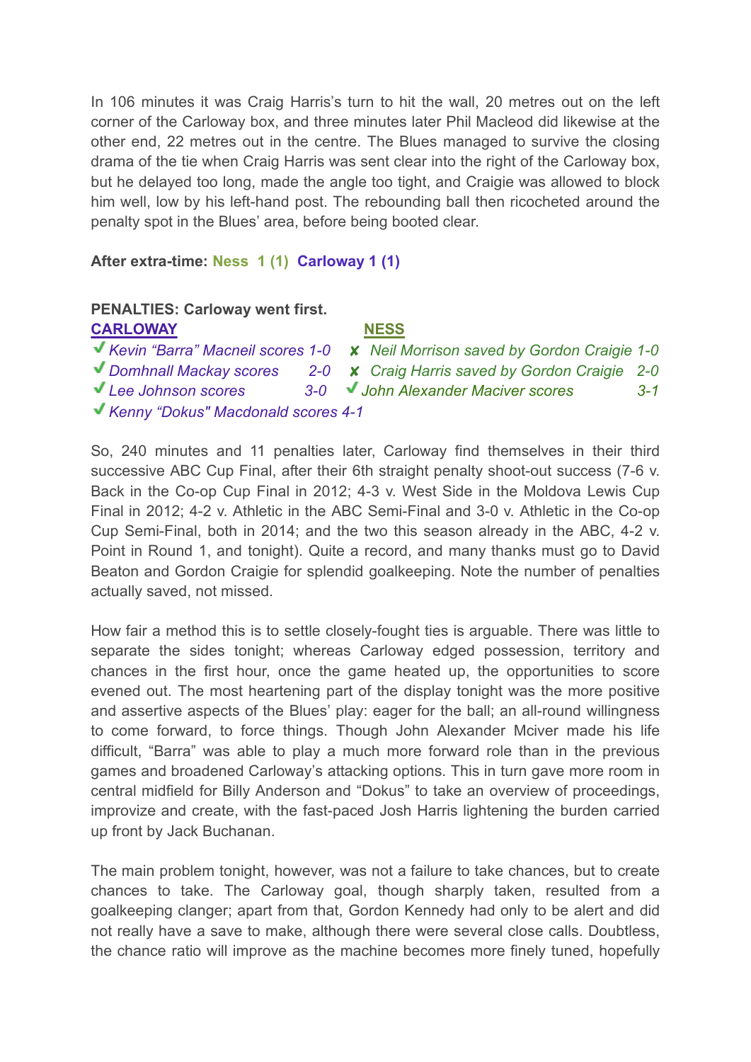In 106 minutes it was Craig Harris's turn to hit the wall, 20 metres out on the left corner of the Carloway box, and three minutes later Phil Macleod did likewise at the other end, 22 metres out in the centre. The Blues managed to survive the closing drama of the tie when Craig Harris was sent clear into the right of the Carloway box, but he delayed too long, made the angle too tight, and Craigie was allowed to block him well, low by his left-hand post. The rebounding ball then ricocheted around the penalty spot in the Blues' area, before being booted clear.

**After extra-time: Ness 1 (1) Carloway 1 (1)**

**PENALTIES: Carloway went first.**

| CARLOWAY | NESS |
|---|---|
| ✔ *Kevin "Barra" Macneil scores 1-0* | ✘ *Neil Morrison saved by Gordon Craigie 1-0* |
| ✔ *Domhnall Mackay scores 2-0* | ✘ *Craig Harris saved by Gordon Craigie 2-0* |
| ✔ *Lee Johnson scores 3-0* | ✔ *John Alexander Maciver scores 3-1* |
| ✔ *Kenny "Dokus" Macdonald scores 4-1* | |

So, 240 minutes and 11 penalties later, Carloway find themselves in their third successive ABC Cup Final, after their 6th straight penalty shoot-out success (7-6 v. Back in the Co-op Cup Final in 2012; 4-3 v. West Side in the Moldova Lewis Cup Final in 2012; 4-2 v. Athletic in the ABC Semi-Final and 3-0 v. Athletic in the Co-op Cup Semi-Final, both in 2014; and the two this season already in the ABC, 4-2 v. Point in Round 1, and tonight). Quite a record, and many thanks must go to David Beaton and Gordon Craigie for splendid goalkeeping. Note the number of penalties actually saved, not missed.

How fair a method this is to settle closely-fought ties is arguable. There was little to separate the sides tonight; whereas Carloway edged possession, territory and chances in the first hour, once the game heated up, the opportunities to score evened out. The most heartening part of the display tonight was the more positive and assertive aspects of the Blues' play: eager for the ball; an all-round willingness to come forward, to force things. Though John Alexander Mciver made his life difficult, "Barra" was able to play a much more forward role than in the previous games and broadened Carloway's attacking options. This in turn gave more room in central midfield for Billy Anderson and "Dokus" to take an overview of proceedings, improvize and create, with the fast-paced Josh Harris lightening the burden carried up front by Jack Buchanan.

The main problem tonight, however, was not a failure to take chances, but to create chances to take. The Carloway goal, though sharply taken, resulted from a goalkeeping clanger; apart from that, Gordon Kennedy had only to be alert and did not really have a save to make, although there were several close calls. Doubtless, the chance ratio will improve as the machine becomes more finely tuned, hopefully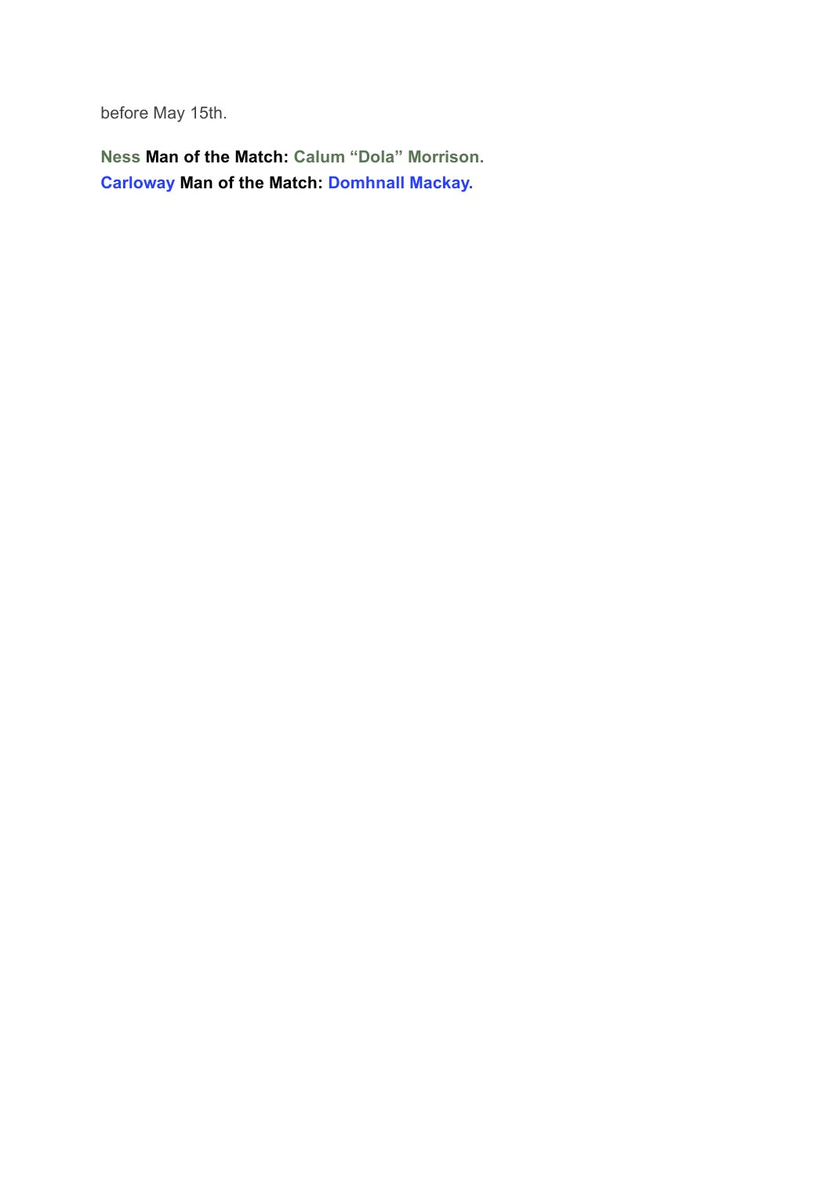before May 15th.

**Ness Man of the Match: Calum “Dola” Morrison.**
**Carloway Man of the Match: Domhnall Mackay.**